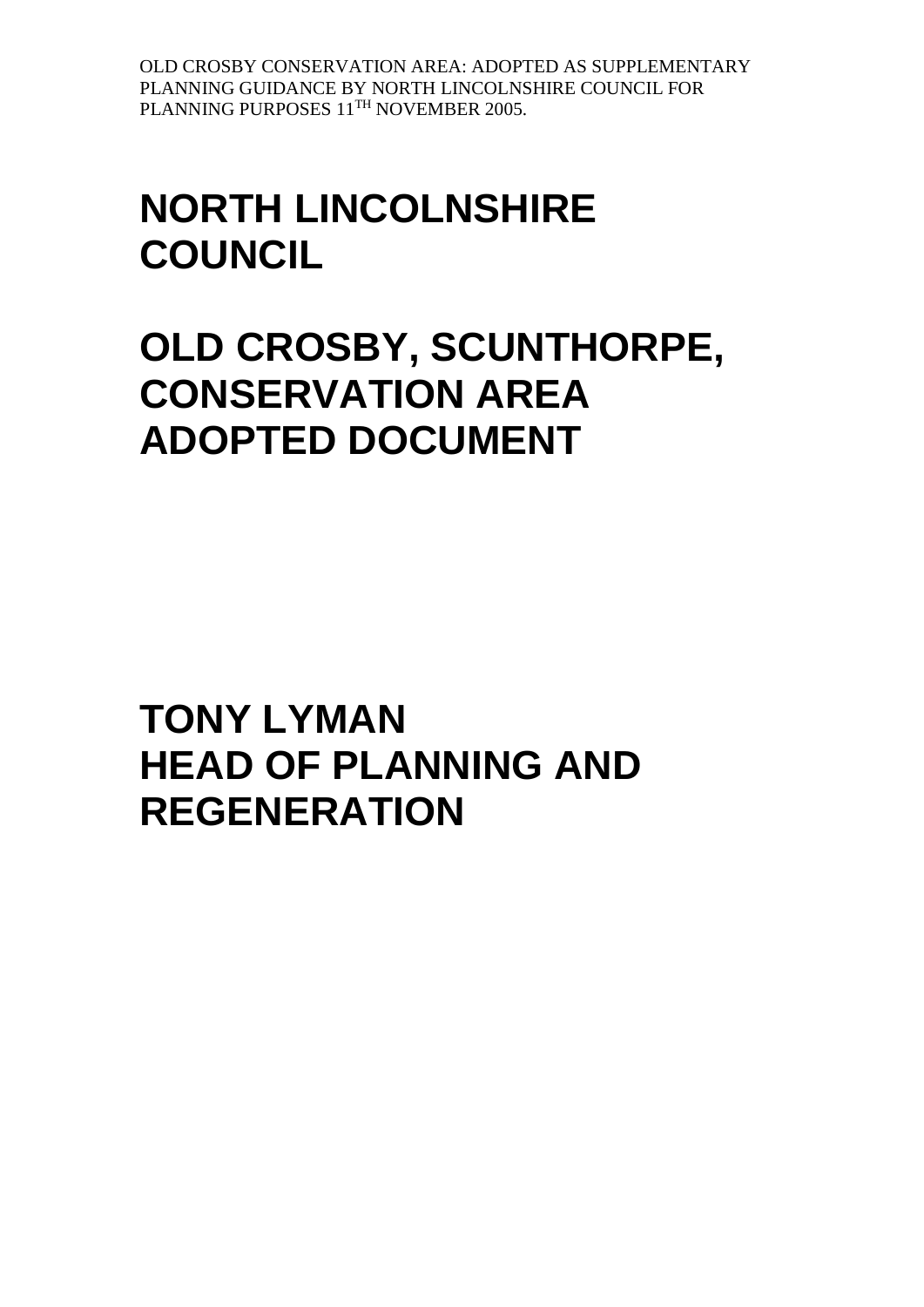OLD CROSBY CONSERVATION AREA: ADOPTED AS SUPPLEMENTARY PLANNING GUIDANCE BY NORTH LINCOLNSHIRE COUNCIL FOR PLANNING PURPOSES 11TH NOVEMBER 2005.

# NORTH LINCOLNSHIRE COUNCIL

# OLD CROSBY, SCUNTHORPE, CONSERVATION AREA ADOPTED DOCUMENT

# TONY LYMAN HEAD OF PLANNING AND REGENERATION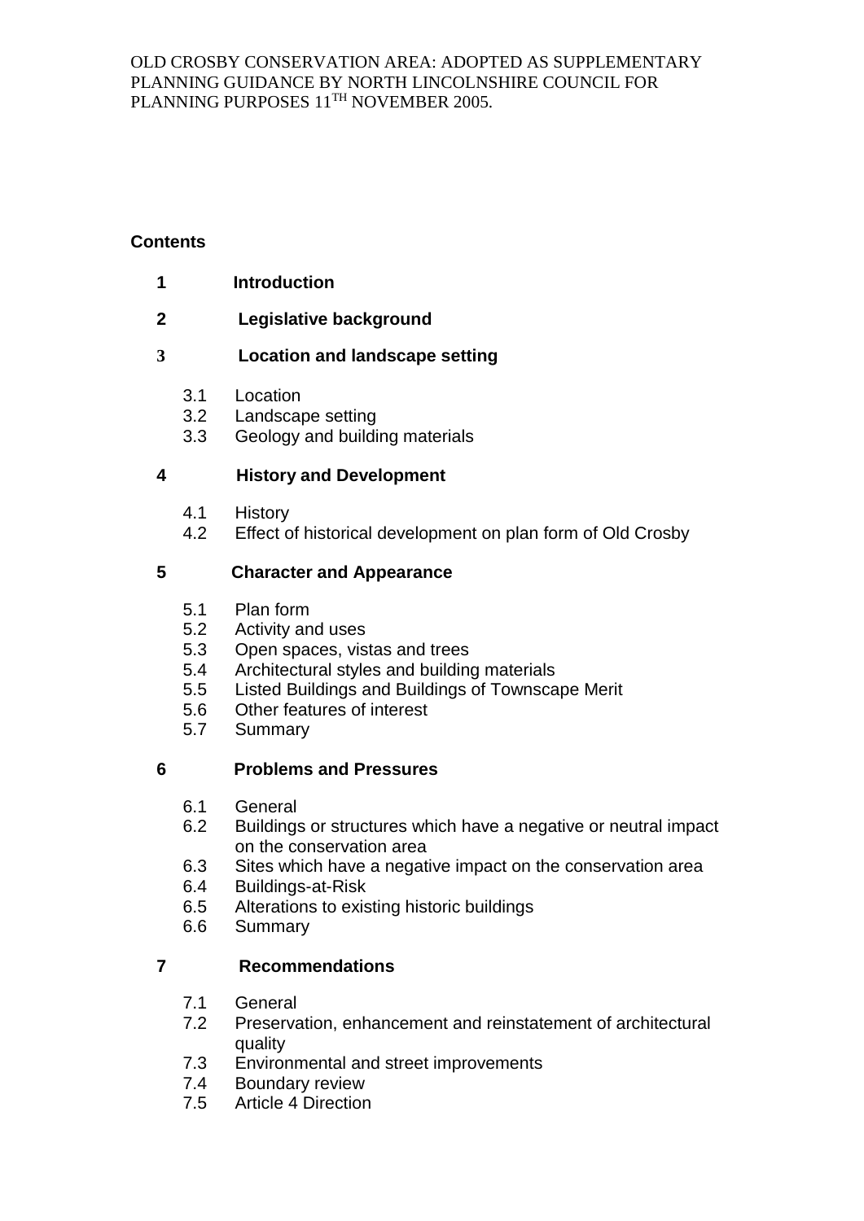OLD CROSBY CONSERVATION AREA: ADOPTED AS SUPPLEMENTARY PLANNING GUIDANCE BY NORTH LINCOLNSHIRE COUNCIL FOR PLANNING PURPOSES 11TH NOVEMBER 2005.

## Contents

**1 Introduction**

**2 Legislative background**

**3 Location and landscape setting**

- 3.1 Location
- 3.2 Landscape setting
- 3.3 Geology and building materials

**4 History and Development**

- 4.1 History
- 4.2 Effect of historical development on plan form of Old Crosby

**5 Character and Appearance**

- 5.1 Plan form
- 5.2 Activity and uses
- 5.3 Open spaces, vistas and trees
- 5.4 Architectural styles and building materials
- 5.5 Listed Buildings and Buildings of Townscape Merit
- 5.6 Other features of interest
- 5.7 Summary

**6 Problems and Pressures**

- 6.1 General
- 6.2 Buildings or structures which have a negative or neutral impact on the conservation area
- 6.3 Sites which have a negative impact on the conservation area
- 6.4 Buildings-at-Risk
- 6.5 Alterations to existing historic buildings
- 6.6 Summary

**7 Recommendations**

- 7.1 General
- 7.2 Preservation, enhancement and reinstatement of architectural quality
- 7.3 Environmental and street improvements
- 7.4 Boundary review
- 7.5 Article 4 Direction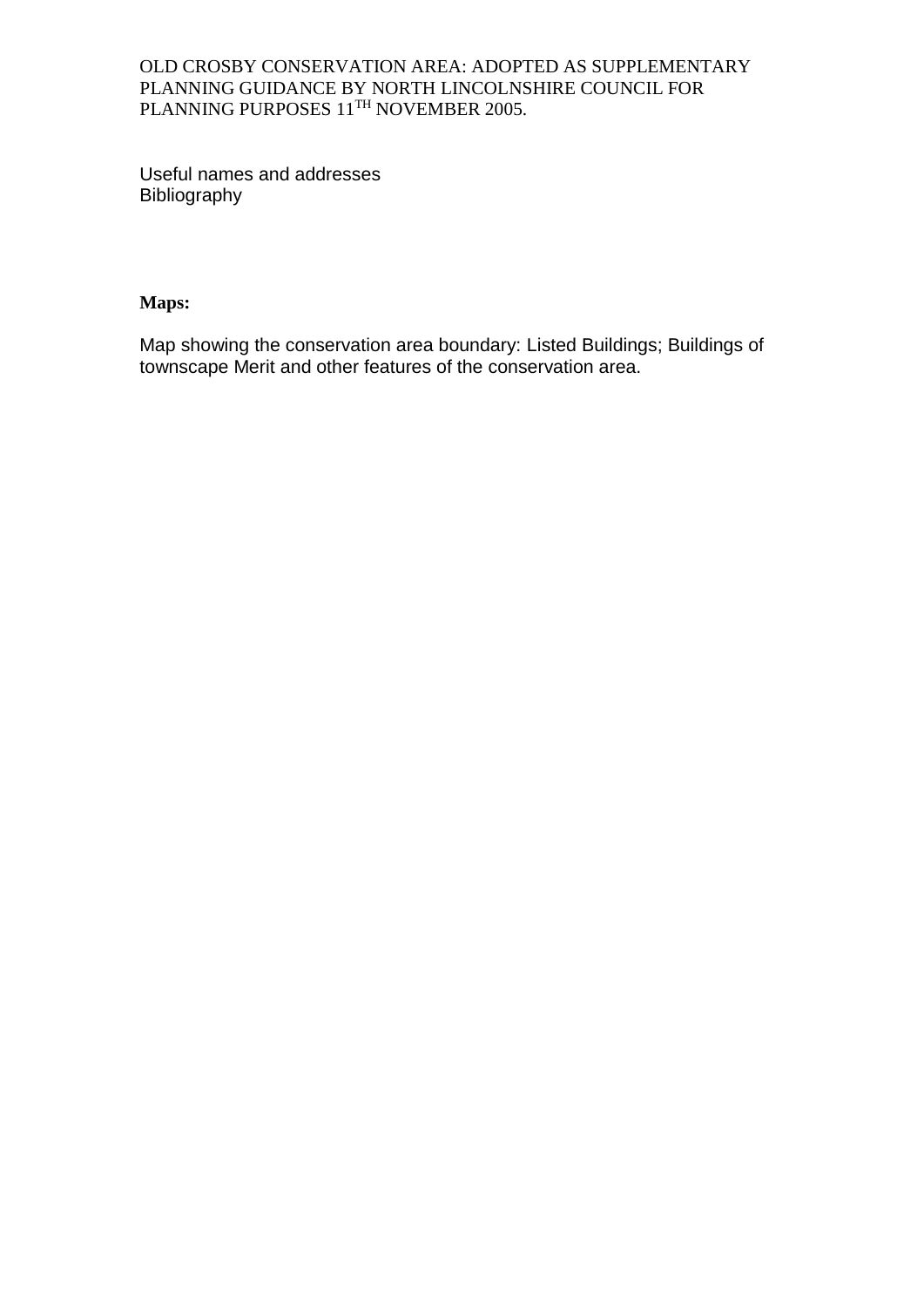Useful names and addresses
Bibliography

**Maps:**

Map showing the conservation area boundary: Listed Buildings; Buildings of townscape Merit and other features of the conservation area.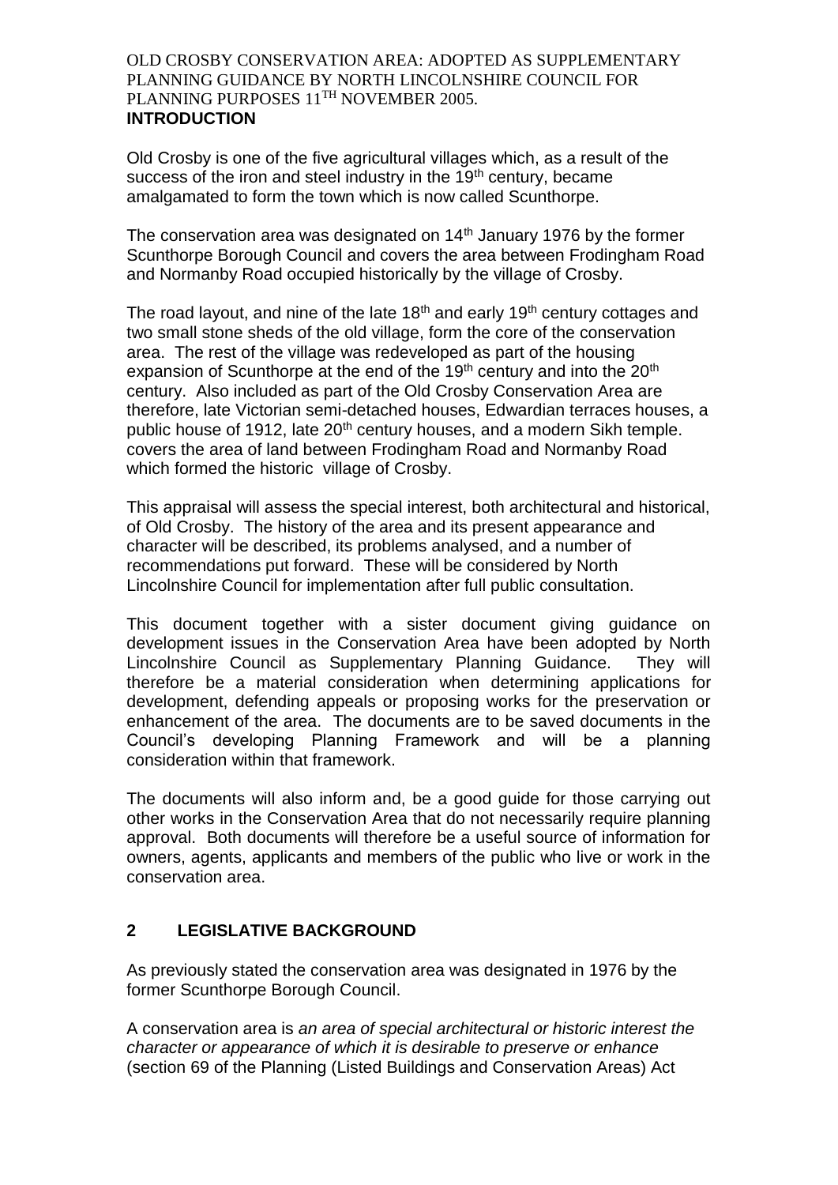OLD CROSBY CONSERVATION AREA: ADOPTED AS SUPPLEMENTARY PLANNING GUIDANCE BY NORTH LINCOLNSHIRE COUNCIL FOR PLANNING PURPOSES 11TH NOVEMBER 2005.

## INTRODUCTION

Old Crosby is one of the five agricultural villages which, as a result of the success of the iron and steel industry in the 19th century, became amalgamated to form the town which is now called Scunthorpe.

The conservation area was designated on 14th January 1976 by the former Scunthorpe Borough Council and covers the area between Frodingham Road and Normanby Road occupied historically by the village of Crosby.

The road layout, and nine of the late 18th and early 19th century cottages and two small stone sheds of the old village, form the core of the conservation area. The rest of the village was redeveloped as part of the housing expansion of Scunthorpe at the end of the 19th century and into the 20th century. Also included as part of the Old Crosby Conservation Area are therefore, late Victorian semi-detached houses, Edwardian terraces houses, a public house of 1912, late 20th century houses, and a modern Sikh temple. covers the area of land between Frodingham Road and Normanby Road which formed the historic village of Crosby.

This appraisal will assess the special interest, both architectural and historical, of Old Crosby. The history of the area and its present appearance and character will be described, its problems analysed, and a number of recommendations put forward. These will be considered by North Lincolnshire Council for implementation after full public consultation.

This document together with a sister document giving guidance on development issues in the Conservation Area have been adopted by North Lincolnshire Council as Supplementary Planning Guidance. They will therefore be a material consideration when determining applications for development, defending appeals or proposing works for the preservation or enhancement of the area. The documents are to be saved documents in the Council's developing Planning Framework and will be a planning consideration within that framework.

The documents will also inform and, be a good guide for those carrying out other works in the Conservation Area that do not necessarily require planning approval. Both documents will therefore be a useful source of information for owners, agents, applicants and members of the public who live or work in the conservation area.

## 2 LEGISLATIVE BACKGROUND

As previously stated the conservation area was designated in 1976 by the former Scunthorpe Borough Council.

A conservation area is *an area of special architectural or historic interest the character or appearance of which it is desirable to preserve or enhance* (section 69 of the Planning (Listed Buildings and Conservation Areas) Act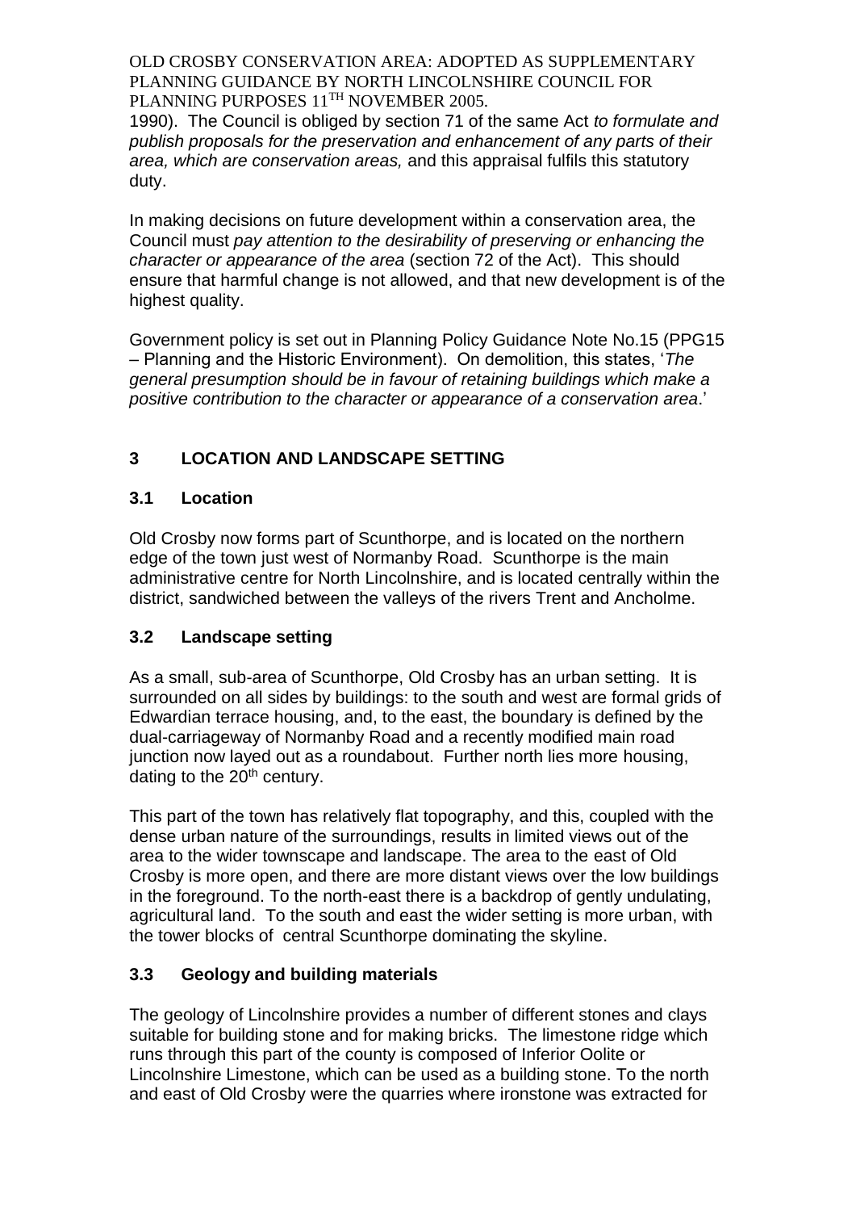1990). The Council is obliged by section 71 of the same Act *to formulate and publish proposals for the preservation and enhancement of any parts of their area, which are conservation areas,* and this appraisal fulfils this statutory duty.

In making decisions on future development within a conservation area, the Council must *pay attention to the desirability of preserving or enhancing the character or appearance of the area* (section 72 of the Act). This should ensure that harmful change is not allowed, and that new development is of the highest quality.

Government policy is set out in Planning Policy Guidance Note No.15 (PPG15 – Planning and the Historic Environment). On demolition, this states, '*The general presumption should be in favour of retaining buildings which make a positive contribution to the character or appearance of a conservation area*.'

## 3 LOCATION AND LANDSCAPE SETTING

### 3.1 Location

Old Crosby now forms part of Scunthorpe, and is located on the northern edge of the town just west of Normanby Road. Scunthorpe is the main administrative centre for North Lincolnshire, and is located centrally within the district, sandwiched between the valleys of the rivers Trent and Ancholme.

### 3.2 Landscape setting

As a small, sub-area of Scunthorpe, Old Crosby has an urban setting. It is surrounded on all sides by buildings: to the south and west are formal grids of Edwardian terrace housing, and, to the east, the boundary is defined by the dual-carriageway of Normanby Road and a recently modified main road junction now layed out as a roundabout. Further north lies more housing, dating to the 20th century.

This part of the town has relatively flat topography, and this, coupled with the dense urban nature of the surroundings, results in limited views out of the area to the wider townscape and landscape. The area to the east of Old Crosby is more open, and there are more distant views over the low buildings in the foreground. To the north-east there is a backdrop of gently undulating, agricultural land. To the south and east the wider setting is more urban, with the tower blocks of central Scunthorpe dominating the skyline.

### 3.3 Geology and building materials

The geology of Lincolnshire provides a number of different stones and clays suitable for building stone and for making bricks. The limestone ridge which runs through this part of the county is composed of Inferior Oolite or Lincolnshire Limestone, which can be used as a building stone. To the north and east of Old Crosby were the quarries where ironstone was extracted for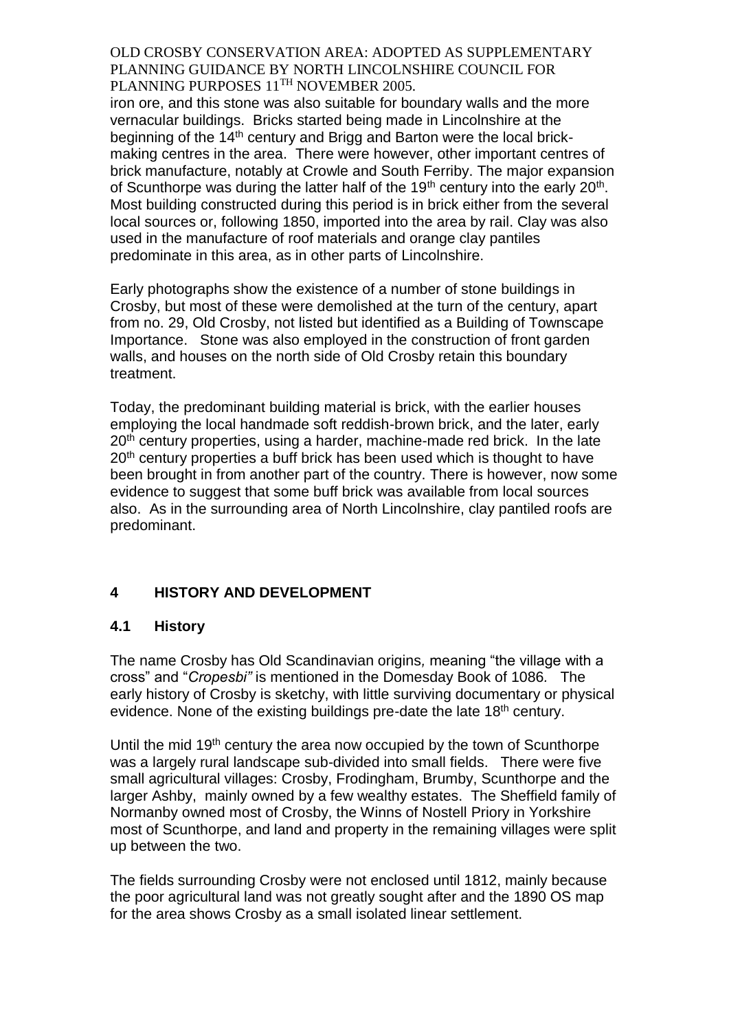iron ore, and this stone was also suitable for boundary walls and the more vernacular buildings. Bricks started being made in Lincolnshire at the beginning of the 14th century and Brigg and Barton were the local brick-making centres in the area. There were however, other important centres of brick manufacture, notably at Crowle and South Ferriby. The major expansion of Scunthorpe was during the latter half of the 19th century into the early 20th. Most building constructed during this period is in brick either from the several local sources or, following 1850, imported into the area by rail. Clay was also used in the manufacture of roof materials and orange clay pantiles predominate in this area, as in other parts of Lincolnshire.

Early photographs show the existence of a number of stone buildings in Crosby, but most of these were demolished at the turn of the century, apart from no. 29, Old Crosby, not listed but identified as a Building of Townscape Importance. Stone was also employed in the construction of front garden walls, and houses on the north side of Old Crosby retain this boundary treatment.

Today, the predominant building material is brick, with the earlier houses employing the local handmade soft reddish-brown brick, and the later, early 20th century properties, using a harder, machine-made red brick. In the late 20th century properties a buff brick has been used which is thought to have been brought in from another part of the country. There is however, now some evidence to suggest that some buff brick was available from local sources also. As in the surrounding area of North Lincolnshire, clay pantiled roofs are predominant.

## 4 HISTORY AND DEVELOPMENT

### 4.1 History

The name Crosby has Old Scandinavian origins, meaning "the village with a cross" and "*Cropesbi"* is mentioned in the Domesday Book of 1086. The early history of Crosby is sketchy, with little surviving documentary or physical evidence. None of the existing buildings pre-date the late 18th century.

Until the mid 19th century the area now occupied by the town of Scunthorpe was a largely rural landscape sub-divided into small fields. There were five small agricultural villages: Crosby, Frodingham, Brumby, Scunthorpe and the larger Ashby, mainly owned by a few wealthy estates. The Sheffield family of Normanby owned most of Crosby, the Winns of Nostell Priory in Yorkshire most of Scunthorpe, and land and property in the remaining villages were split up between the two.

The fields surrounding Crosby were not enclosed until 1812, mainly because the poor agricultural land was not greatly sought after and the 1890 OS map for the area shows Crosby as a small isolated linear settlement.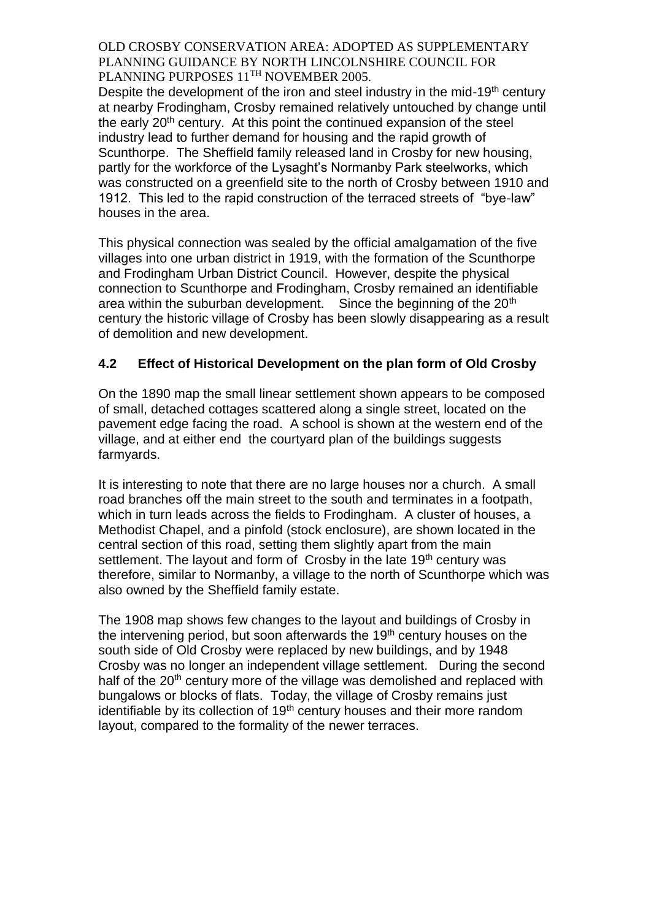Despite the development of the iron and steel industry in the mid-19th century at nearby Frodingham, Crosby remained relatively untouched by change until the early 20th century. At this point the continued expansion of the steel industry lead to further demand for housing and the rapid growth of Scunthorpe. The Sheffield family released land in Crosby for new housing, partly for the workforce of the Lysaght's Normanby Park steelworks, which was constructed on a greenfield site to the north of Crosby between 1910 and 1912. This led to the rapid construction of the terraced streets of "bye-law" houses in the area.

This physical connection was sealed by the official amalgamation of the five villages into one urban district in 1919, with the formation of the Scunthorpe and Frodingham Urban District Council. However, despite the physical connection to Scunthorpe and Frodingham, Crosby remained an identifiable area within the suburban development. Since the beginning of the 20th century the historic village of Crosby has been slowly disappearing as a result of demolition and new development.

## 4.2 Effect of Historical Development on the plan form of Old Crosby

On the 1890 map the small linear settlement shown appears to be composed of small, detached cottages scattered along a single street, located on the pavement edge facing the road. A school is shown at the western end of the village, and at either end the courtyard plan of the buildings suggests farmyards.

It is interesting to note that there are no large houses nor a church. A small road branches off the main street to the south and terminates in a footpath, which in turn leads across the fields to Frodingham. A cluster of houses, a Methodist Chapel, and a pinfold (stock enclosure), are shown located in the central section of this road, setting them slightly apart from the main settlement. The layout and form of Crosby in the late 19th century was therefore, similar to Normanby, a village to the north of Scunthorpe which was also owned by the Sheffield family estate.

The 1908 map shows few changes to the layout and buildings of Crosby in the intervening period, but soon afterwards the 19th century houses on the south side of Old Crosby were replaced by new buildings, and by 1948 Crosby was no longer an independent village settlement. During the second half of the 20th century more of the village was demolished and replaced with bungalows or blocks of flats. Today, the village of Crosby remains just identifiable by its collection of 19th century houses and their more random layout, compared to the formality of the newer terraces.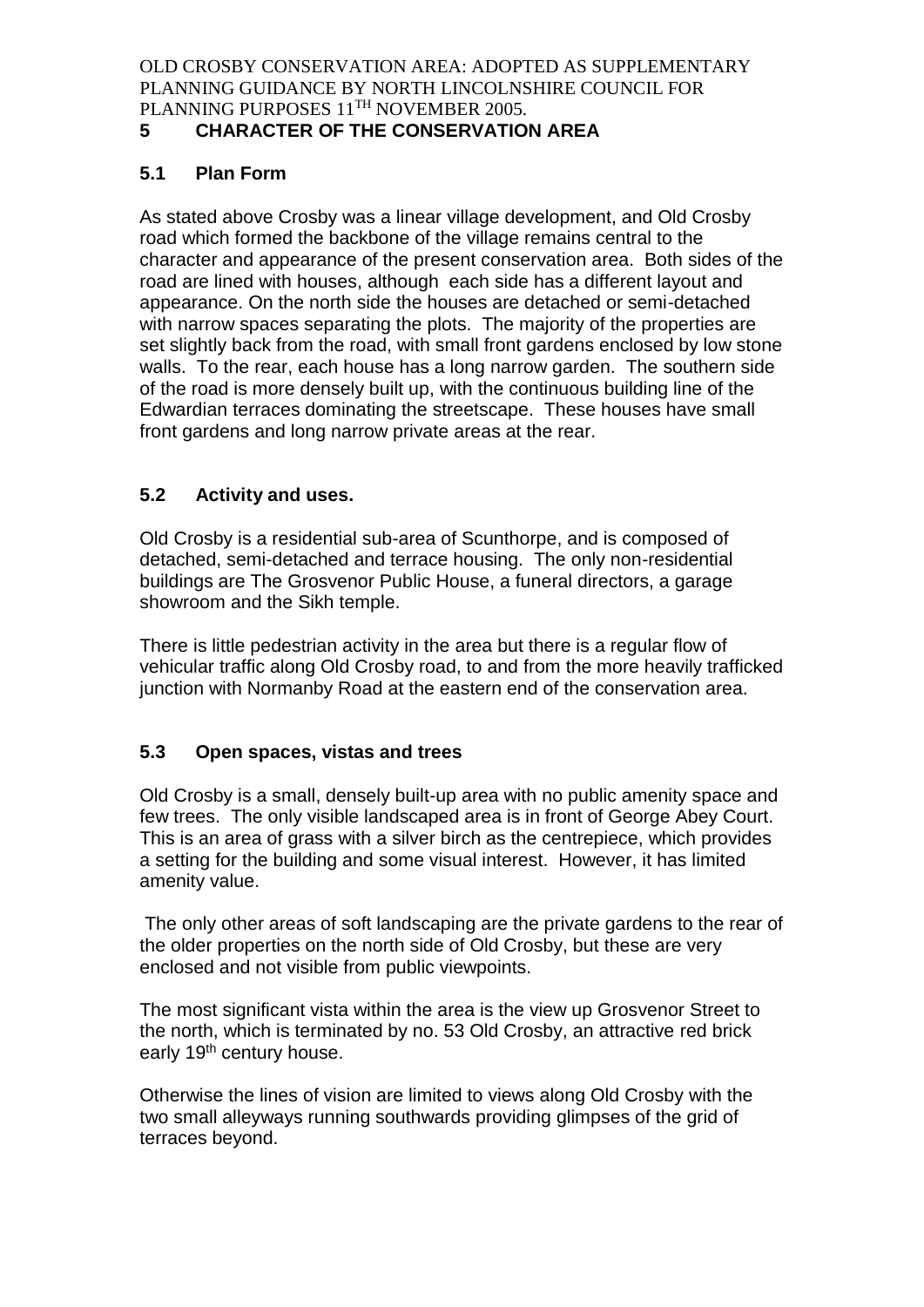## 5 CHARACTER OF THE CONSERVATION AREA

### 5.1 Plan Form

As stated above Crosby was a linear village development, and Old Crosby road which formed the backbone of the village remains central to the character and appearance of the present conservation area. Both sides of the road are lined with houses, although each side has a different layout and appearance. On the north side the houses are detached or semi-detached with narrow spaces separating the plots. The majority of the properties are set slightly back from the road, with small front gardens enclosed by low stone walls. To the rear, each house has a long narrow garden. The southern side of the road is more densely built up, with the continuous building line of the Edwardian terraces dominating the streetscape. These houses have small front gardens and long narrow private areas at the rear.

### 5.2 Activity and uses.

Old Crosby is a residential sub-area of Scunthorpe, and is composed of detached, semi-detached and terrace housing. The only non-residential buildings are The Grosvenor Public House, a funeral directors, a garage showroom and the Sikh temple.

There is little pedestrian activity in the area but there is a regular flow of vehicular traffic along Old Crosby road, to and from the more heavily trafficked junction with Normanby Road at the eastern end of the conservation area.

### 5.3 Open spaces, vistas and trees

Old Crosby is a small, densely built-up area with no public amenity space and few trees. The only visible landscaped area is in front of George Abey Court. This is an area of grass with a silver birch as the centrepiece, which provides a setting for the building and some visual interest. However, it has limited amenity value.

The only other areas of soft landscaping are the private gardens to the rear of the older properties on the north side of Old Crosby, but these are very enclosed and not visible from public viewpoints.

The most significant vista within the area is the view up Grosvenor Street to the north, which is terminated by no. 53 Old Crosby, an attractive red brick early 19th century house.

Otherwise the lines of vision are limited to views along Old Crosby with the two small alleyways running southwards providing glimpses of the grid of terraces beyond.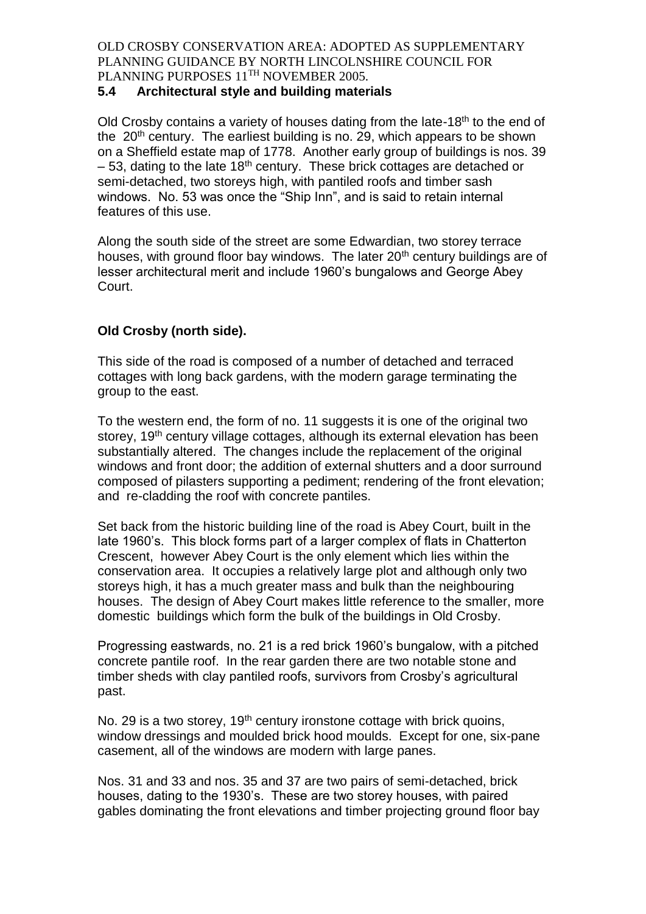## 5.4 Architectural style and building materials

Old Crosby contains a variety of houses dating from the late-18th to the end of the 20th century. The earliest building is no. 29, which appears to be shown on a Sheffield estate map of 1778. Another early group of buildings is nos. 39 – 53, dating to the late 18th century. These brick cottages are detached or semi-detached, two storeys high, with pantiled roofs and timber sash windows. No. 53 was once the "Ship Inn", and is said to retain internal features of this use.

Along the south side of the street are some Edwardian, two storey terrace houses, with ground floor bay windows. The later 20th century buildings are of lesser architectural merit and include 1960's bungalows and George Abey Court.

**Old Crosby (north side).**

This side of the road is composed of a number of detached and terraced cottages with long back gardens, with the modern garage terminating the group to the east.

To the western end, the form of no. 11 suggests it is one of the original two storey, 19th century village cottages, although its external elevation has been substantially altered. The changes include the replacement of the original windows and front door; the addition of external shutters and a door surround composed of pilasters supporting a pediment; rendering of the front elevation; and re-cladding the roof with concrete pantiles.

Set back from the historic building line of the road is Abey Court, built in the late 1960's. This block forms part of a larger complex of flats in Chatterton Crescent, however Abey Court is the only element which lies within the conservation area. It occupies a relatively large plot and although only two storeys high, it has a much greater mass and bulk than the neighbouring houses. The design of Abey Court makes little reference to the smaller, more domestic buildings which form the bulk of the buildings in Old Crosby.

Progressing eastwards, no. 21 is a red brick 1960's bungalow, with a pitched concrete pantile roof. In the rear garden there are two notable stone and timber sheds with clay pantiled roofs, survivors from Crosby's agricultural past.

No. 29 is a two storey, 19th century ironstone cottage with brick quoins, window dressings and moulded brick hood moulds. Except for one, six-pane casement, all of the windows are modern with large panes.

Nos. 31 and 33 and nos. 35 and 37 are two pairs of semi-detached, brick houses, dating to the 1930's. These are two storey houses, with paired gables dominating the front elevations and timber projecting ground floor bay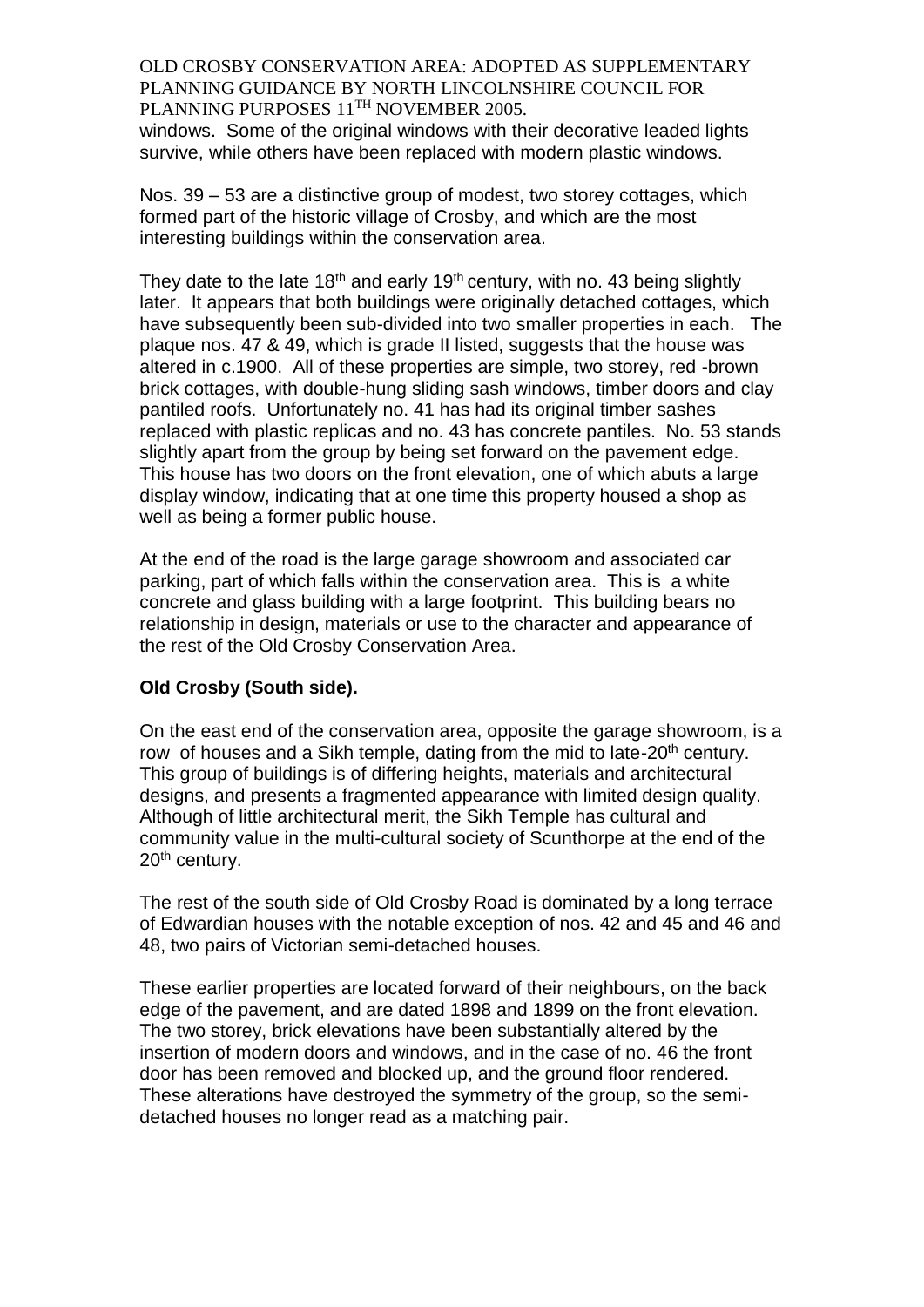windows. Some of the original windows with their decorative leaded lights survive, while others have been replaced with modern plastic windows.

Nos. 39 – 53 are a distinctive group of modest, two storey cottages, which formed part of the historic village of Crosby, and which are the most interesting buildings within the conservation area.

They date to the late 18th and early 19th century, with no. 43 being slightly later. It appears that both buildings were originally detached cottages, which have subsequently been sub-divided into two smaller properties in each. The plaque nos. 47 & 49, which is grade II listed, suggests that the house was altered in c.1900. All of these properties are simple, two storey, red -brown brick cottages, with double-hung sliding sash windows, timber doors and clay pantiled roofs. Unfortunately no. 41 has had its original timber sashes replaced with plastic replicas and no. 43 has concrete pantiles. No. 53 stands slightly apart from the group by being set forward on the pavement edge. This house has two doors on the front elevation, one of which abuts a large display window, indicating that at one time this property housed a shop as well as being a former public house.

At the end of the road is the large garage showroom and associated car parking, part of which falls within the conservation area. This is a white concrete and glass building with a large footprint. This building bears no relationship in design, materials or use to the character and appearance of the rest of the Old Crosby Conservation Area.

**Old Crosby (South side).**

On the east end of the conservation area, opposite the garage showroom, is a row of houses and a Sikh temple, dating from the mid to late-20th century. This group of buildings is of differing heights, materials and architectural designs, and presents a fragmented appearance with limited design quality. Although of little architectural merit, the Sikh Temple has cultural and community value in the multi-cultural society of Scunthorpe at the end of the 20th century.

The rest of the south side of Old Crosby Road is dominated by a long terrace of Edwardian houses with the notable exception of nos. 42 and 45 and 46 and 48, two pairs of Victorian semi-detached houses.

These earlier properties are located forward of their neighbours, on the back edge of the pavement, and are dated 1898 and 1899 on the front elevation. The two storey, brick elevations have been substantially altered by the insertion of modern doors and windows, and in the case of no. 46 the front door has been removed and blocked up, and the ground floor rendered. These alterations have destroyed the symmetry of the group, so the semi-detached houses no longer read as a matching pair.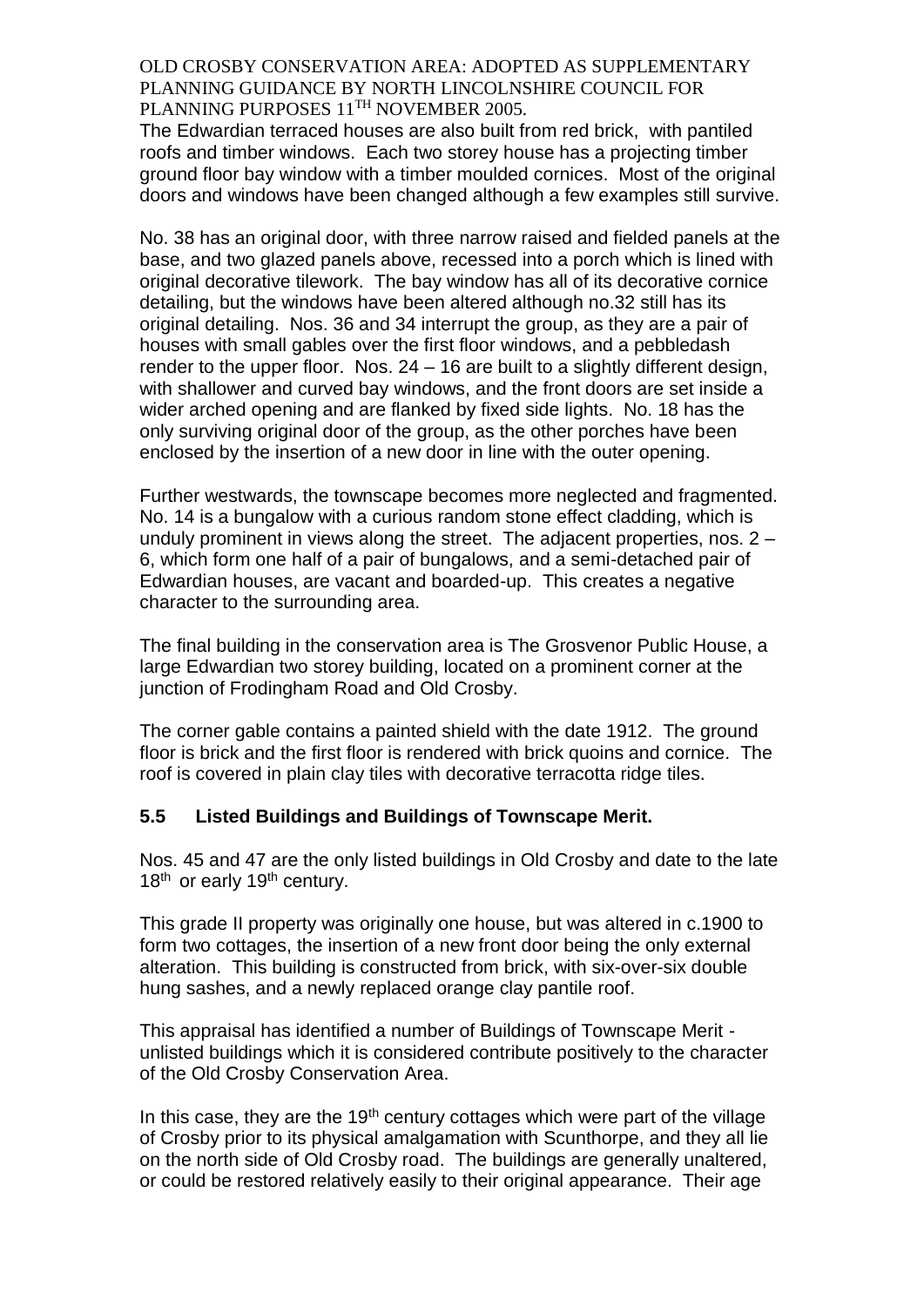The Edwardian terraced houses are also built from red brick, with pantiled roofs and timber windows. Each two storey house has a projecting timber ground floor bay window with a timber moulded cornices. Most of the original doors and windows have been changed although a few examples still survive.

No. 38 has an original door, with three narrow raised and fielded panels at the base, and two glazed panels above, recessed into a porch which is lined with original decorative tilework. The bay window has all of its decorative cornice detailing, but the windows have been altered although no.32 still has its original detailing. Nos. 36 and 34 interrupt the group, as they are a pair of houses with small gables over the first floor windows, and a pebbledash render to the upper floor. Nos. 24 – 16 are built to a slightly different design, with shallower and curved bay windows, and the front doors are set inside a wider arched opening and are flanked by fixed side lights. No. 18 has the only surviving original door of the group, as the other porches have been enclosed by the insertion of a new door in line with the outer opening.

Further westwards, the townscape becomes more neglected and fragmented. No. 14 is a bungalow with a curious random stone effect cladding, which is unduly prominent in views along the street. The adjacent properties, nos. 2 – 6, which form one half of a pair of bungalows, and a semi-detached pair of Edwardian houses, are vacant and boarded-up. This creates a negative character to the surrounding area.

The final building in the conservation area is The Grosvenor Public House, a large Edwardian two storey building, located on a prominent corner at the junction of Frodingham Road and Old Crosby.

The corner gable contains a painted shield with the date 1912. The ground floor is brick and the first floor is rendered with brick quoins and cornice. The roof is covered in plain clay tiles with decorative terracotta ridge tiles.

## 5.5 Listed Buildings and Buildings of Townscape Merit.

Nos. 45 and 47 are the only listed buildings in Old Crosby and date to the late 18th or early 19th century.

This grade II property was originally one house, but was altered in c.1900 to form two cottages, the insertion of a new front door being the only external alteration. This building is constructed from brick, with six-over-six double hung sashes, and a newly replaced orange clay pantile roof.

This appraisal has identified a number of Buildings of Townscape Merit - unlisted buildings which it is considered contribute positively to the character of the Old Crosby Conservation Area.

In this case, they are the 19th century cottages which were part of the village of Crosby prior to its physical amalgamation with Scunthorpe, and they all lie on the north side of Old Crosby road. The buildings are generally unaltered, or could be restored relatively easily to their original appearance. Their age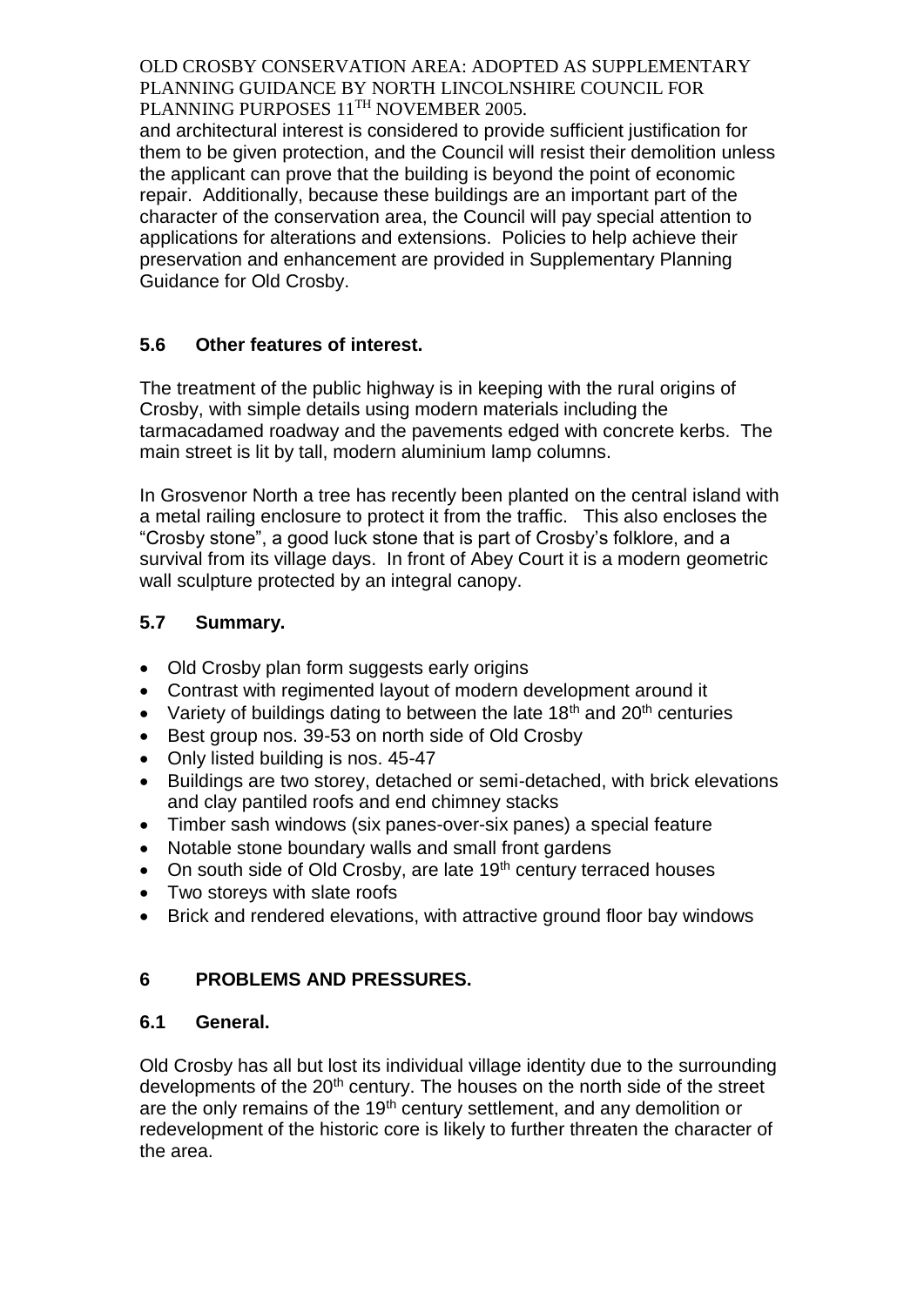and architectural interest is considered to provide sufficient justification for them to be given protection, and the Council will resist their demolition unless the applicant can prove that the building is beyond the point of economic repair. Additionally, because these buildings are an important part of the character of the conservation area, the Council will pay special attention to applications for alterations and extensions. Policies to help achieve their preservation and enhancement are provided in Supplementary Planning Guidance for Old Crosby.

### 5.6 Other features of interest.

The treatment of the public highway is in keeping with the rural origins of Crosby, with simple details using modern materials including the tarmacadamed roadway and the pavements edged with concrete kerbs. The main street is lit by tall, modern aluminium lamp columns.

In Grosvenor North a tree has recently been planted on the central island with a metal railing enclosure to protect it from the traffic. This also encloses the "Crosby stone", a good luck stone that is part of Crosby's folklore, and a survival from its village days. In front of Abey Court it is a modern geometric wall sculpture protected by an integral canopy.

### 5.7 Summary.

- Old Crosby plan form suggests early origins
- Contrast with regimented layout of modern development around it
- Variety of buildings dating to between the late 18th and 20th centuries
- Best group nos. 39-53 on north side of Old Crosby
- Only listed building is nos. 45-47
- Buildings are two storey, detached or semi-detached, with brick elevations and clay pantiled roofs and end chimney stacks
- Timber sash windows (six panes-over-six panes) a special feature
- Notable stone boundary walls and small front gardens
- On south side of Old Crosby, are late 19th century terraced houses
- Two storeys with slate roofs
- Brick and rendered elevations, with attractive ground floor bay windows

## 6 PROBLEMS AND PRESSURES.

### 6.1 General.

Old Crosby has all but lost its individual village identity due to the surrounding developments of the 20th century. The houses on the north side of the street are the only remains of the 19th century settlement, and any demolition or redevelopment of the historic core is likely to further threaten the character of the area.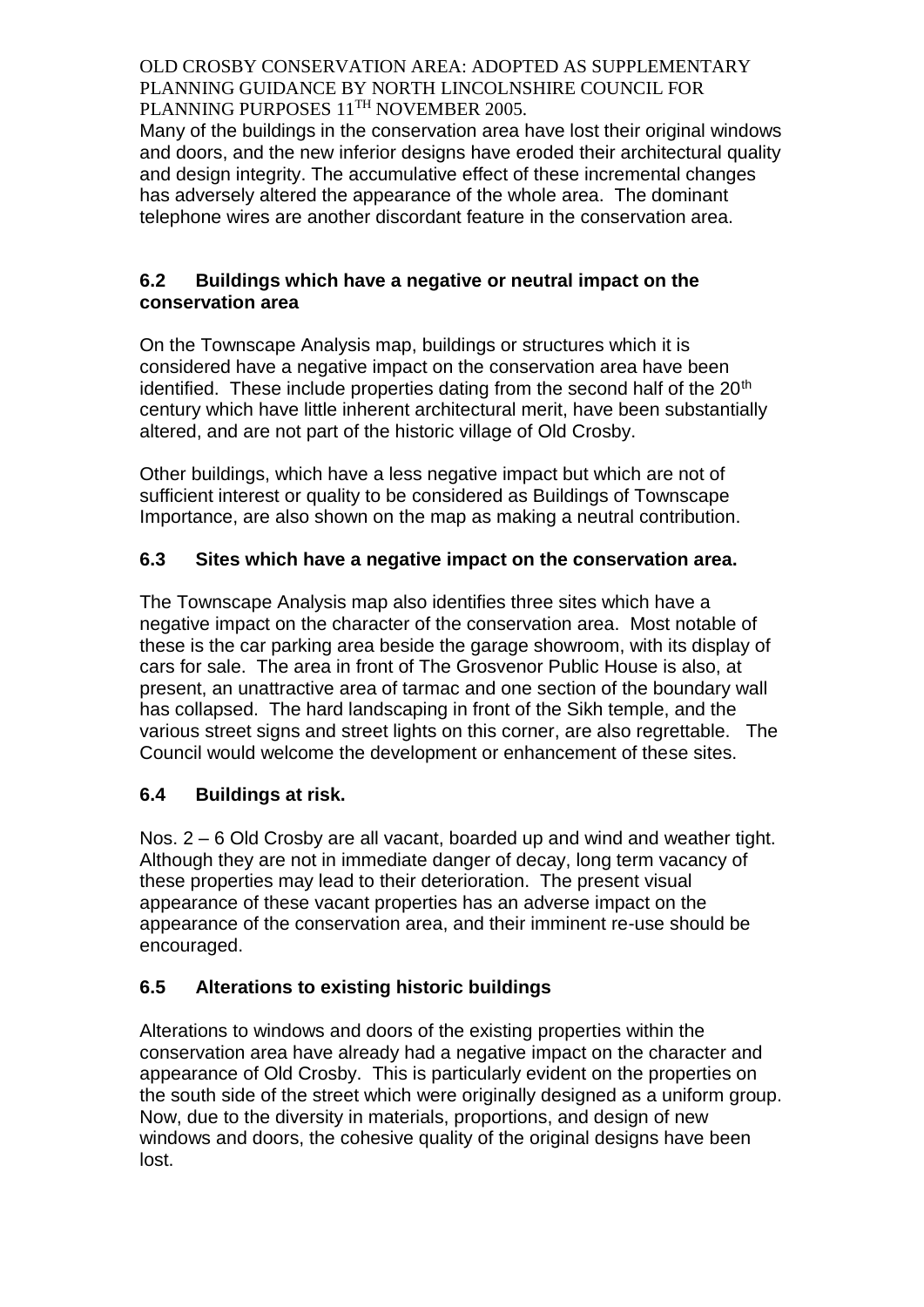Many of the buildings in the conservation area have lost their original windows and doors, and the new inferior designs have eroded their architectural quality and design integrity. The accumulative effect of these incremental changes has adversely altered the appearance of the whole area. The dominant telephone wires are another discordant feature in the conservation area.

### 6.2 Buildings which have a negative or neutral impact on the conservation area

On the Townscape Analysis map, buildings or structures which it is considered have a negative impact on the conservation area have been identified. These include properties dating from the second half of the 20th century which have little inherent architectural merit, have been substantially altered, and are not part of the historic village of Old Crosby.

Other buildings, which have a less negative impact but which are not of sufficient interest or quality to be considered as Buildings of Townscape Importance, are also shown on the map as making a neutral contribution.

### 6.3 Sites which have a negative impact on the conservation area.

The Townscape Analysis map also identifies three sites which have a negative impact on the character of the conservation area. Most notable of these is the car parking area beside the garage showroom, with its display of cars for sale. The area in front of The Grosvenor Public House is also, at present, an unattractive area of tarmac and one section of the boundary wall has collapsed. The hard landscaping in front of the Sikh temple, and the various street signs and street lights on this corner, are also regrettable. The Council would welcome the development or enhancement of these sites.

### 6.4 Buildings at risk.

Nos. 2 – 6 Old Crosby are all vacant, boarded up and wind and weather tight. Although they are not in immediate danger of decay, long term vacancy of these properties may lead to their deterioration. The present visual appearance of these vacant properties has an adverse impact on the appearance of the conservation area, and their imminent re-use should be encouraged.

### 6.5 Alterations to existing historic buildings

Alterations to windows and doors of the existing properties within the conservation area have already had a negative impact on the character and appearance of Old Crosby. This is particularly evident on the properties on the south side of the street which were originally designed as a uniform group. Now, due to the diversity in materials, proportions, and design of new windows and doors, the cohesive quality of the original designs have been lost.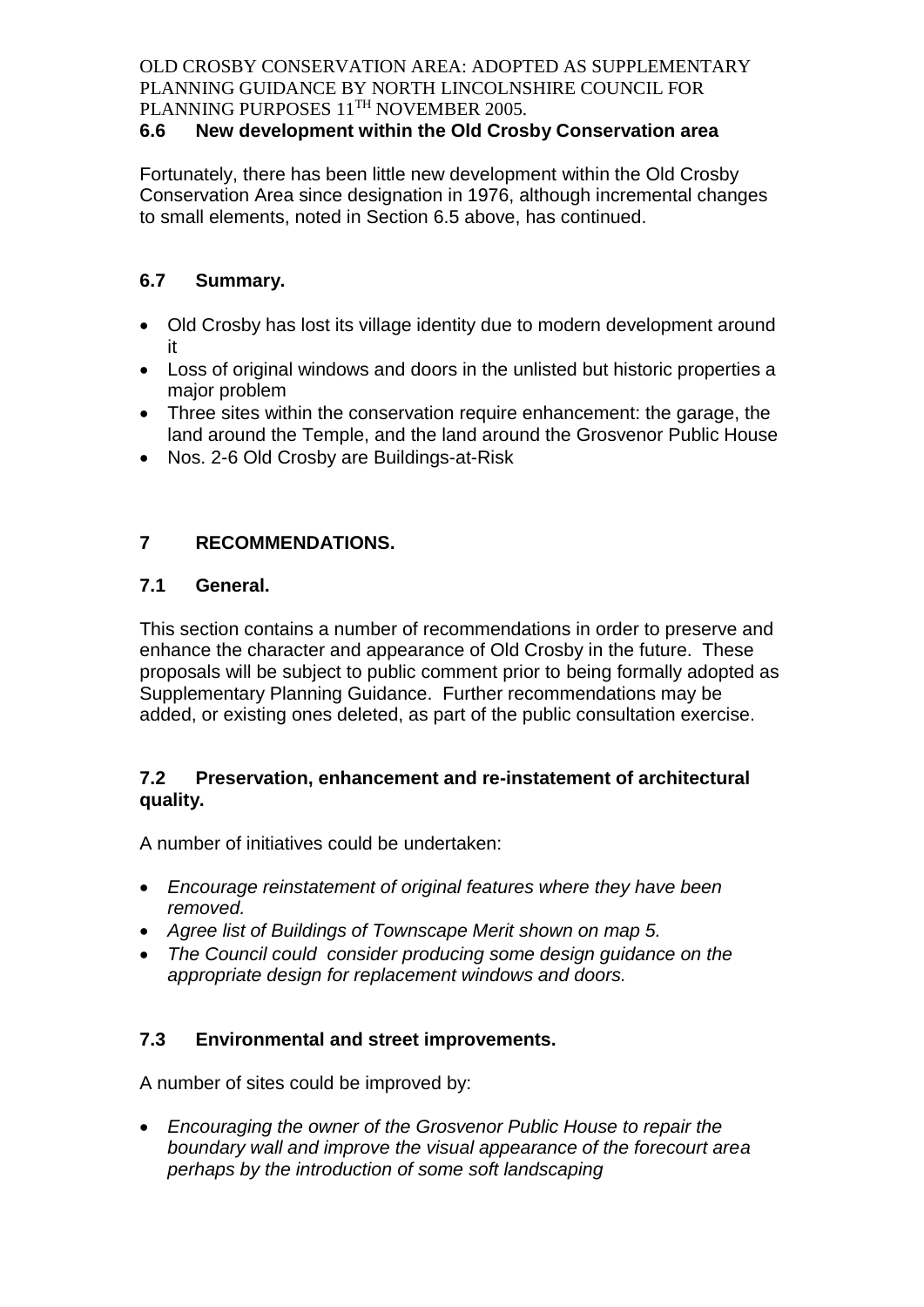### 6.6 New development within the Old Crosby Conservation area

Fortunately, there has been little new development within the Old Crosby Conservation Area since designation in 1976, although incremental changes to small elements, noted in Section 6.5 above, has continued.

### 6.7 Summary.

- Old Crosby has lost its village identity due to modern development around it
- Loss of original windows and doors in the unlisted but historic properties a major problem
- Three sites within the conservation require enhancement: the garage, the land around the Temple, and the land around the Grosvenor Public House
- Nos. 2-6 Old Crosby are Buildings-at-Risk

## 7 RECOMMENDATIONS.

### 7.1 General.

This section contains a number of recommendations in order to preserve and enhance the character and appearance of Old Crosby in the future. These proposals will be subject to public comment prior to being formally adopted as Supplementary Planning Guidance. Further recommendations may be added, or existing ones deleted, as part of the public consultation exercise.

### 7.2 Preservation, enhancement and re-instatement of architectural quality.

A number of initiatives could be undertaken:

- *Encourage reinstatement of original features where they have been removed.*
- *Agree list of Buildings of Townscape Merit shown on map 5.*
- *The Council could consider producing some design guidance on the appropriate design for replacement windows and doors.*

### 7.3 Environmental and street improvements.

A number of sites could be improved by:

- *Encouraging the owner of the Grosvenor Public House to repair the boundary wall and improve the visual appearance of the forecourt area perhaps by the introduction of some soft landscaping*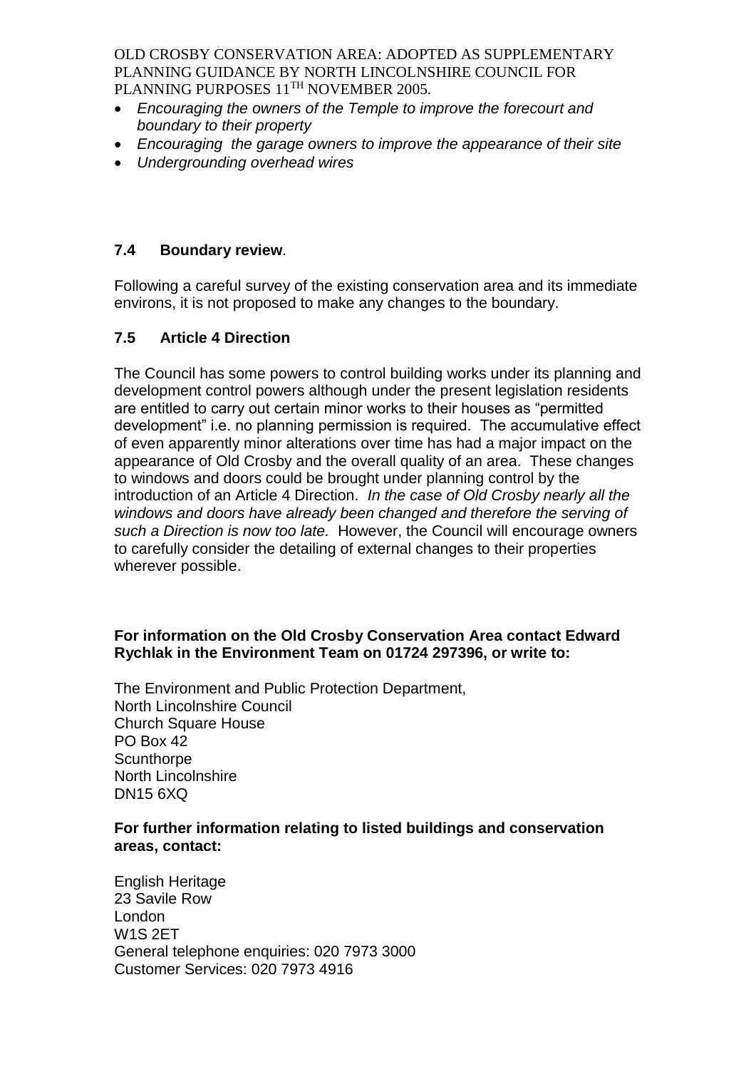- *Encouraging the owners of the Temple to improve the forecourt and boundary to their property*
- *Encouraging the garage owners to improve the appearance of their site*
- *Undergrounding overhead wires*

### 7.4 Boundary review.

Following a careful survey of the existing conservation area and its immediate environs, it is not proposed to make any changes to the boundary.

### 7.5 Article 4 Direction

The Council has some powers to control building works under its planning and development control powers although under the present legislation residents are entitled to carry out certain minor works to their houses as "permitted development" i.e. no planning permission is required. The accumulative effect of even apparently minor alterations over time has had a major impact on the appearance of Old Crosby and the overall quality of an area. These changes to windows and doors could be brought under planning control by the introduction of an Article 4 Direction. *In the case of Old Crosby nearly all the windows and doors have already been changed and therefore the serving of such a Direction is now too late.* However, the Council will encourage owners to carefully consider the detailing of external changes to their properties wherever possible.

**For information on the Old Crosby Conservation Area contact Edward Rychlak in the Environment Team on 01724 297396, or write to:**

The Environment and Public Protection Department,
North Lincolnshire Council
Church Square House
PO Box 42
Scunthorpe
North Lincolnshire
DN15 6XQ

**For further information relating to listed buildings and conservation areas, contact:**

English Heritage
23 Savile Row
London
W1S 2ET
General telephone enquiries: 020 7973 3000
Customer Services: 020 7973 4916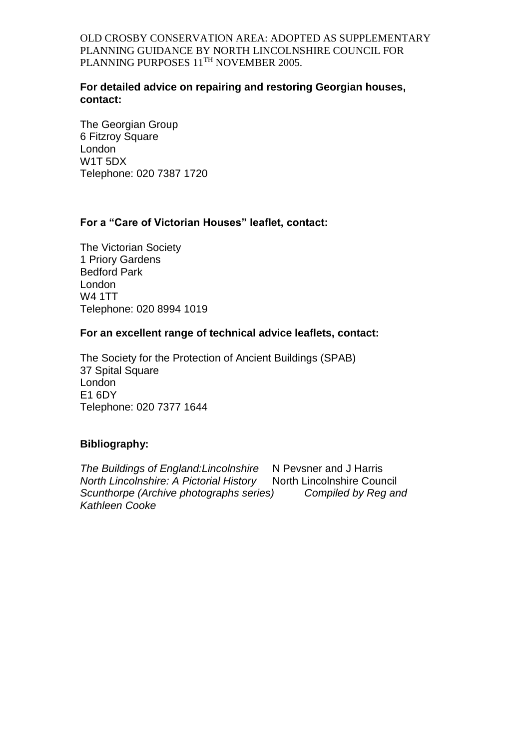OLD CROSBY CONSERVATION AREA: ADOPTED AS SUPPLEMENTARY PLANNING GUIDANCE BY NORTH LINCOLNSHIRE COUNCIL FOR PLANNING PURPOSES 11TH NOVEMBER 2005.

**For detailed advice on repairing and restoring Georgian houses, contact:**

The Georgian Group
6 Fitzroy Square
London
W1T 5DX
Telephone: 020 7387 1720

**For a "Care of Victorian Houses" leaflet, contact:**

The Victorian Society
1 Priory Gardens
Bedford Park
London
W4 1TT
Telephone: 020 8994 1019

**For an excellent range of technical advice leaflets, contact:**

The Society for the Protection of Ancient Buildings (SPAB)
37 Spital Square
London
E1 6DY
Telephone: 020 7377 1644

**Bibliography:**

*The Buildings of England:Lincolnshire* N Pevsner and J Harris
*North Lincolnshire: A Pictorial History* North Lincolnshire Council
*Scunthorpe (Archive photographs series) Compiled by Reg and Kathleen Cooke*